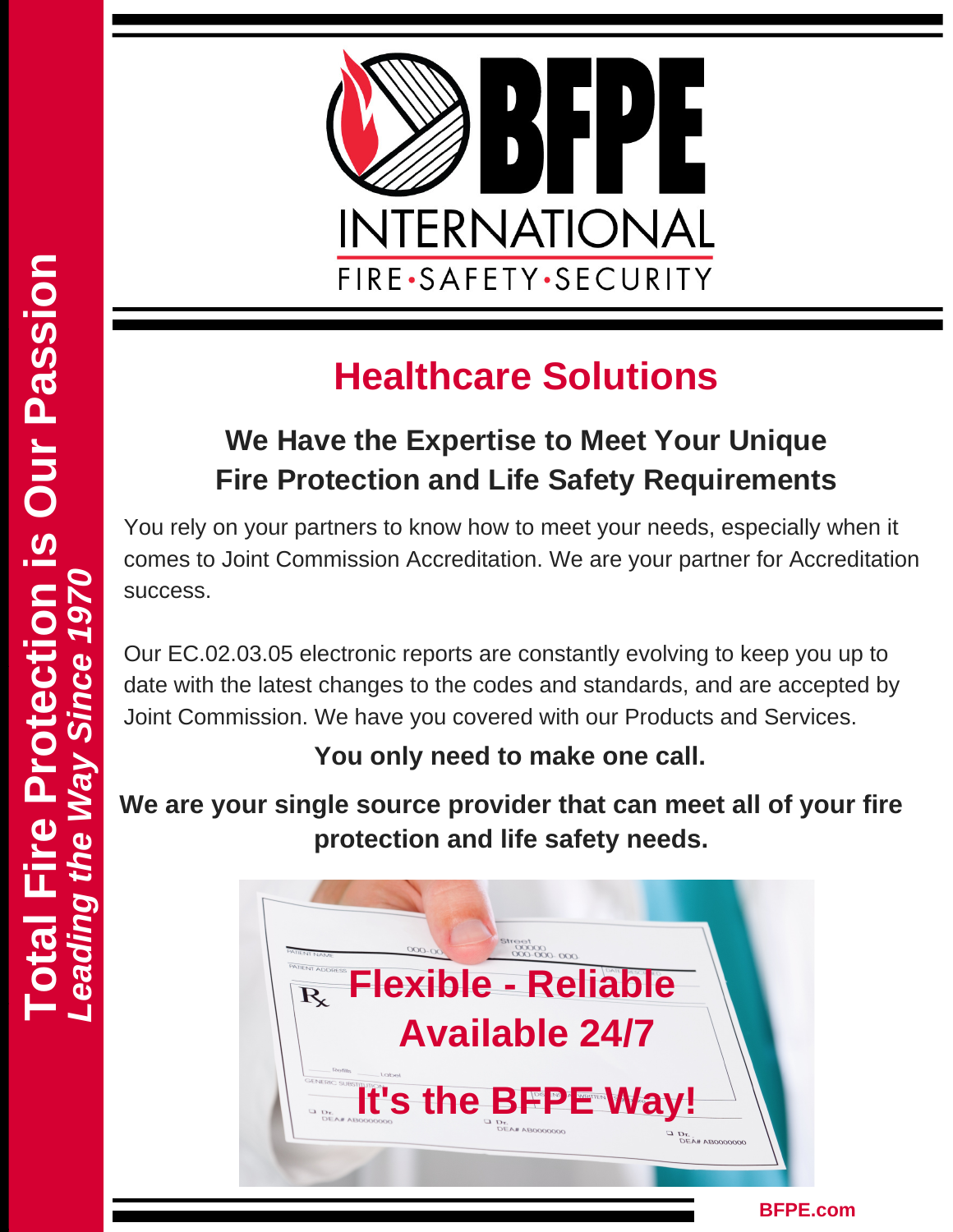# BFPE INTERNATIONAL

FIRE•SAFETY•SECURITY

**Total Fire Protection is Our Passion**

***Leading the Way Since 1970***

## Healthcare Solutions

### We Have the Expertise to Meet Your Unique Fire Protection and Life Safety Requirements

You rely on your partners to know how to meet your needs, especially when it comes to Joint Commission Accreditation. We are your partner for Accreditation success.

Our EC.02.03.05 electronic reports are constantly evolving to keep you up to date with the latest changes to the codes and standards, and are accepted by Joint Commission. We have you covered with our Products and Services.

**You only need to make one call.**

**We are your single source provider that can meet all of your fire protection and life safety needs.**

**Flexible - Reliable**

**Available 24/7**

**It's the BFPE Way!**

**BFPE.com**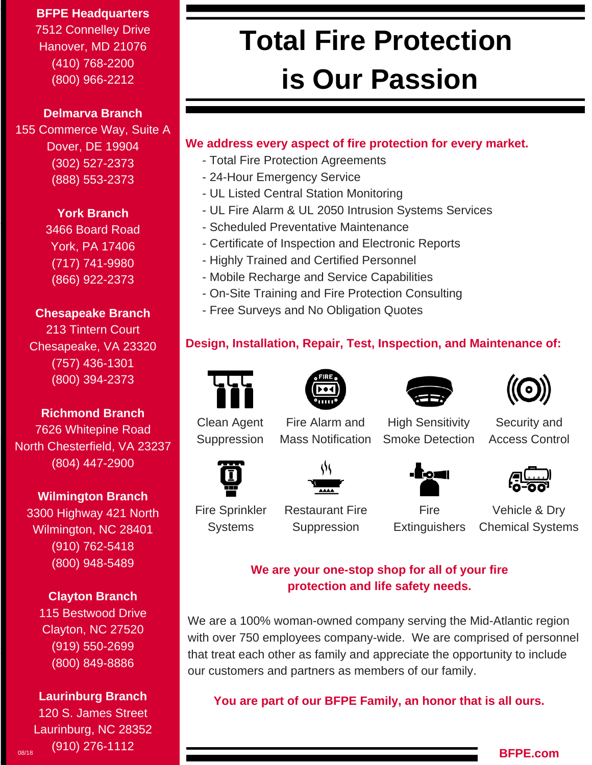**BFPE Headquarters**
7512 Connelley Drive
Hanover, MD 21076
(410) 768-2200
(800) 966-2212

**Delmarva Branch**
155 Commerce Way, Suite A
Dover, DE 19904
(302) 527-2373
(888) 553-2373

**York Branch**
3466 Board Road
York, PA 17406
(717) 741-9980
(866) 922-2373

**Chesapeake Branch**
213 Tintern Court
Chesapeake, VA 23320
(757) 436-1301
(800) 394-2373

**Richmond Branch**
7626 Whitepine Road
North Chesterfield, VA 23237
(804) 447-2900

**Wilmington Branch**
3300 Highway 421 North
Wilmington, NC 28401
(910) 762-5418
(800) 948-5489

**Clayton Branch**
115 Bestwood Drive
Clayton, NC 27520
(919) 550-2699
(800) 849-8886

**Laurinburg Branch**
120 S. James Street
Laurinburg, NC 28352
(910) 276-1112

08/18

# Total Fire Protection is Our Passion

**We address every aspect of fire protection for every market.**

- Total Fire Protection Agreements
- 24-Hour Emergency Service
- UL Listed Central Station Monitoring
- UL Fire Alarm & UL 2050 Intrusion Systems Services
- Scheduled Preventative Maintenance
- Certificate of Inspection and Electronic Reports
- Highly Trained and Certified Personnel
- Mobile Recharge and Service Capabilities
- On-Site Training and Fire Protection Consulting
- Free Surveys and No Obligation Quotes

**Design, Installation, Repair, Test, Inspection, and Maintenance of:**

Clean Agent Suppression
Fire Alarm and Mass Notification
High Sensitivity Smoke Detection
Security and Access Control
Fire Sprinkler Systems
Restaurant Fire Suppression
Fire Extinguishers
Vehicle & Dry Chemical Systems

**We are your one-stop shop for all of your fire protection and life safety needs.**

We are a 100% woman-owned company serving the Mid-Atlantic region with over 750 employees company-wide. We are comprised of personnel that treat each other as family and appreciate the opportunity to include our customers and partners as members of our family.

**You are part of our BFPE Family, an honor that is all ours.**

**BFPE.com**